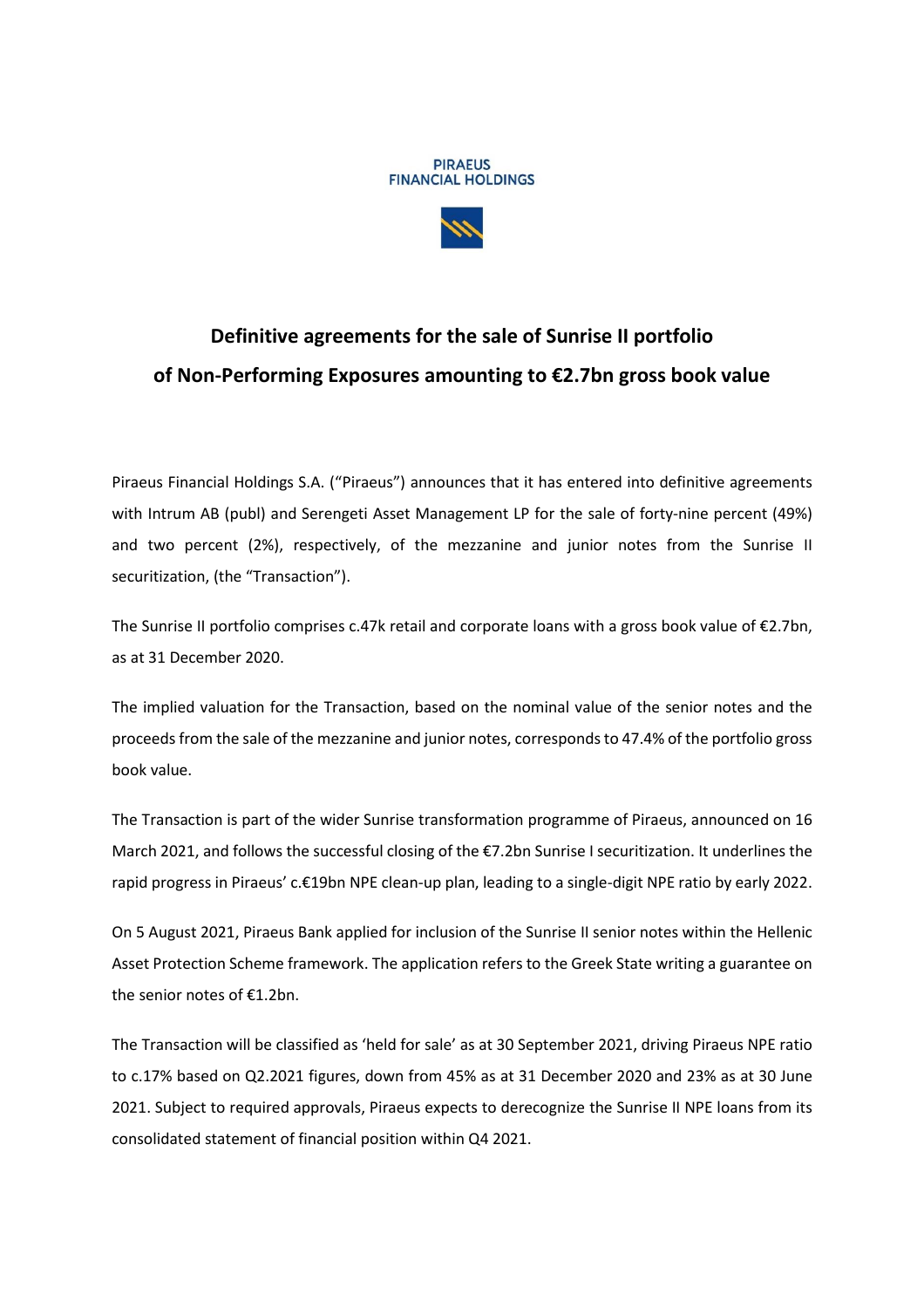PIRAEUS
FINANCIAL HOLDINGS

# Definitive agreements for the sale of Sunrise II portfolio of Non-Performing Exposures amounting to €2.7bn gross book value

Piraeus Financial Holdings S.A. ("Piraeus") announces that it has entered into definitive agreements with Intrum AB (publ) and Serengeti Asset Management LP for the sale of forty-nine percent (49%) and two percent (2%), respectively, of the mezzanine and junior notes from the Sunrise II securitization, (the "Transaction").

The Sunrise II portfolio comprises c.47k retail and corporate loans with a gross book value of €2.7bn, as at 31 December 2020.

The implied valuation for the Transaction, based on the nominal value of the senior notes and the proceeds from the sale of the mezzanine and junior notes, corresponds to 47.4% of the portfolio gross book value.

The Transaction is part of the wider Sunrise transformation programme of Piraeus, announced on 16 March 2021, and follows the successful closing of the €7.2bn Sunrise I securitization. It underlines the rapid progress in Piraeus' c.€19bn NPE clean-up plan, leading to a single-digit NPE ratio by early 2022.

On 5 August 2021, Piraeus Bank applied for inclusion of the Sunrise II senior notes within the Hellenic Asset Protection Scheme framework. The application refers to the Greek State writing a guarantee on the senior notes of €1.2bn.

The Transaction will be classified as 'held for sale' as at 30 September 2021, driving Piraeus NPE ratio to c.17% based on Q2.2021 figures, down from 45% as at 31 December 2020 and 23% as at 30 June 2021. Subject to required approvals, Piraeus expects to derecognize the Sunrise II NPE loans from its consolidated statement of financial position within Q4 2021.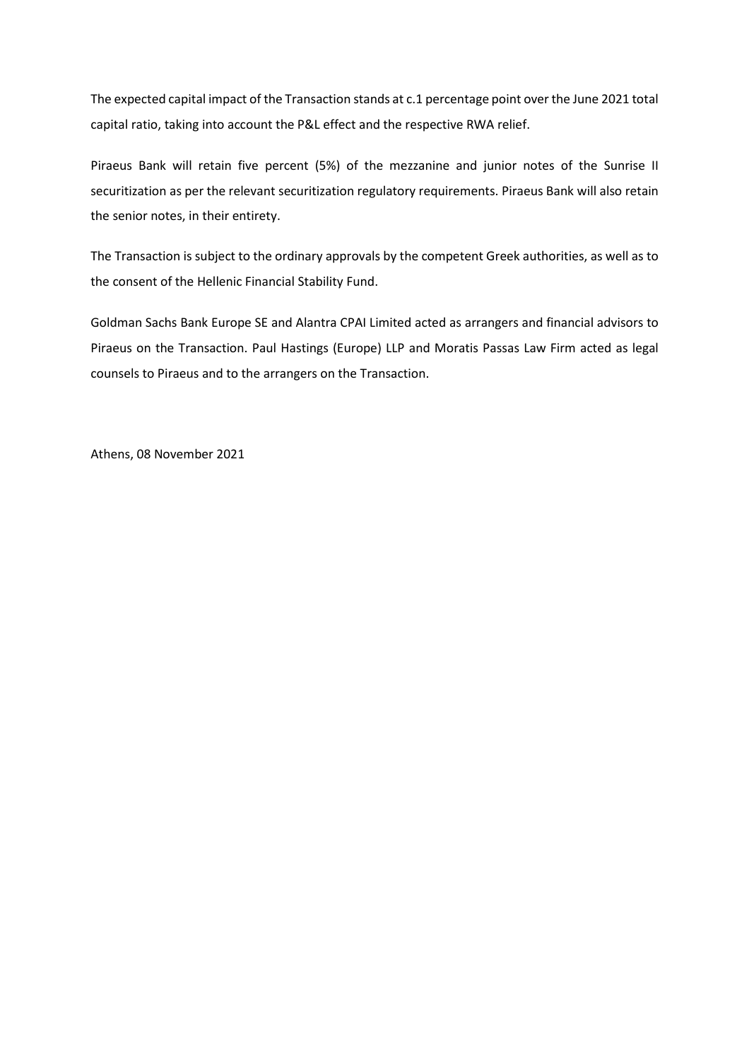The expected capital impact of the Transaction stands at c.1 percentage point over the June 2021 total capital ratio, taking into account the P&L effect and the respective RWA relief.

Piraeus Bank will retain five percent (5%) of the mezzanine and junior notes of the Sunrise II securitization as per the relevant securitization regulatory requirements. Piraeus Bank will also retain the senior notes, in their entirety.

The Transaction is subject to the ordinary approvals by the competent Greek authorities, as well as to the consent of the Hellenic Financial Stability Fund.

Goldman Sachs Bank Europe SE and Alantra CPAI Limited acted as arrangers and financial advisors to Piraeus on the Transaction. Paul Hastings (Europe) LLP and Moratis Passas Law Firm acted as legal counsels to Piraeus and to the arrangers on the Transaction.

Athens, 08 November 2021